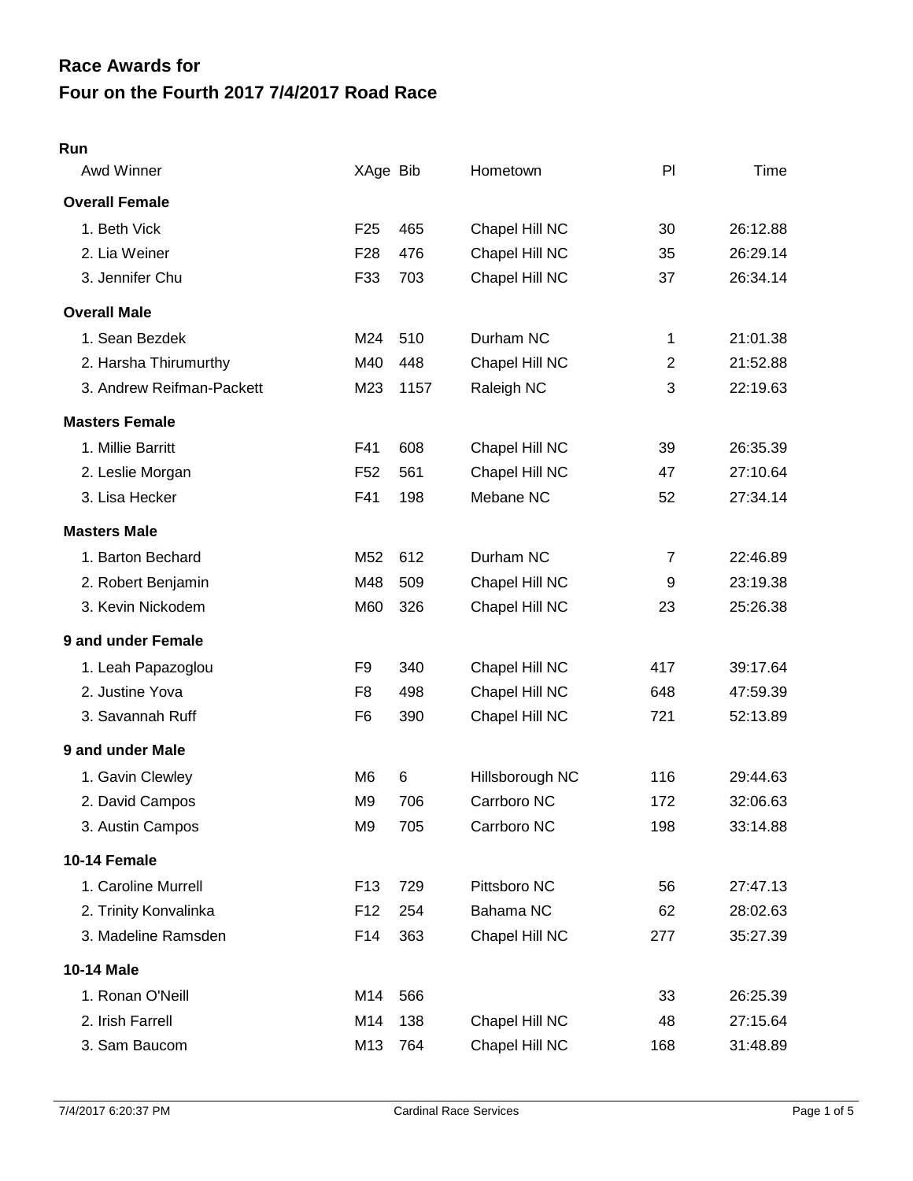# Race Awards for
# Four on the Fourth 2017 7/4/2017 Road Race

## Run

| Awd Winner | XAge | Bib | Hometown | Pl | Time |
|---|---|---|---|---|---|
| **Overall Female** | | | | | |
| 1. Beth Vick | F25 | 465 | Chapel Hill NC | 30 | 26:12.88 |
| 2. Lia Weiner | F28 | 476 | Chapel Hill NC | 35 | 26:29.14 |
| 3. Jennifer Chu | F33 | 703 | Chapel Hill NC | 37 | 26:34.14 |
| **Overall Male** | | | | | |
| 1. Sean Bezdek | M24 | 510 | Durham NC | 1 | 21:01.38 |
| 2. Harsha Thirumurthy | M40 | 448 | Chapel Hill NC | 2 | 21:52.88 |
| 3. Andrew Reifman-Packett | M23 | 1157 | Raleigh NC | 3 | 22:19.63 |
| **Masters Female** | | | | | |
| 1. Millie Barritt | F41 | 608 | Chapel Hill NC | 39 | 26:35.39 |
| 2. Leslie Morgan | F52 | 561 | Chapel Hill NC | 47 | 27:10.64 |
| 3. Lisa Hecker | F41 | 198 | Mebane NC | 52 | 27:34.14 |
| **Masters Male** | | | | | |
| 1. Barton Bechard | M52 | 612 | Durham NC | 7 | 22:46.89 |
| 2. Robert Benjamin | M48 | 509 | Chapel Hill NC | 9 | 23:19.38 |
| 3. Kevin Nickodem | M60 | 326 | Chapel Hill NC | 23 | 25:26.38 |
| **9 and under Female** | | | | | |
| 1. Leah Papazoglou | F9 | 340 | Chapel Hill NC | 417 | 39:17.64 |
| 2. Justine Yova | F8 | 498 | Chapel Hill NC | 648 | 47:59.39 |
| 3. Savannah Ruff | F6 | 390 | Chapel Hill NC | 721 | 52:13.89 |
| **9 and under Male** | | | | | |
| 1. Gavin Clewley | M6 | 6 | Hillsborough NC | 116 | 29:44.63 |
| 2. David Campos | M9 | 706 | Carrboro NC | 172 | 32:06.63 |
| 3. Austin Campos | M9 | 705 | Carrboro NC | 198 | 33:14.88 |
| **10-14 Female** | | | | | |
| 1. Caroline Murrell | F13 | 729 | Pittsboro NC | 56 | 27:47.13 |
| 2. Trinity Konvalinka | F12 | 254 | Bahama NC | 62 | 28:02.63 |
| 3. Madeline Ramsden | F14 | 363 | Chapel Hill NC | 277 | 35:27.39 |
| **10-14 Male** | | | | | |
| 1. Ronan O'Neill | M14 | 566 | | 33 | 26:25.39 |
| 2. Irish Farrell | M14 | 138 | Chapel Hill NC | 48 | 27:15.64 |
| 3. Sam Baucom | M13 | 764 | Chapel Hill NC | 168 | 31:48.89 |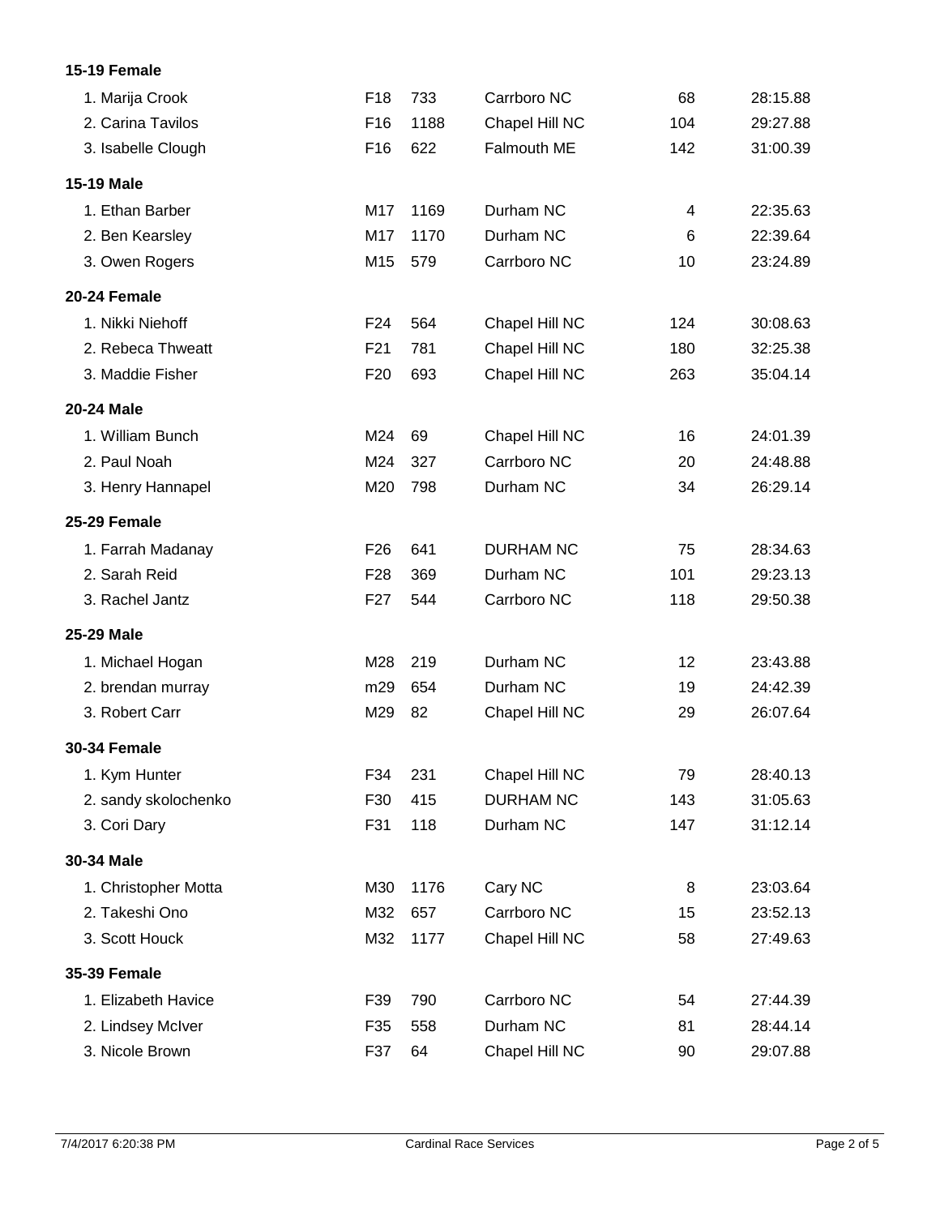**15-19 Female**

| | | | | | |
|---|---|---|---|---|---|
| 1. Marija Crook | F18 | 733 | Carrboro NC | 68 | 28:15.88 |
| 2. Carina Tavilos | F16 | 1188 | Chapel Hill NC | 104 | 29:27.88 |
| 3. Isabelle Clough | F16 | 622 | Falmouth ME | 142 | 31:00.39 |

**15-19 Male**

| | | | | | |
|---|---|---|---|---|---|
| 1. Ethan Barber | M17 | 1169 | Durham NC | 4 | 22:35.63 |
| 2. Ben Kearsley | M17 | 1170 | Durham NC | 6 | 22:39.64 |
| 3. Owen Rogers | M15 | 579 | Carrboro NC | 10 | 23:24.89 |

**20-24 Female**

| | | | | | |
|---|---|---|---|---|---|
| 1. Nikki Niehoff | F24 | 564 | Chapel Hill NC | 124 | 30:08.63 |
| 2. Rebeca Thweatt | F21 | 781 | Chapel Hill NC | 180 | 32:25.38 |
| 3. Maddie Fisher | F20 | 693 | Chapel Hill NC | 263 | 35:04.14 |

**20-24 Male**

| | | | | | |
|---|---|---|---|---|---|
| 1. William Bunch | M24 | 69 | Chapel Hill NC | 16 | 24:01.39 |
| 2. Paul Noah | M24 | 327 | Carrboro NC | 20 | 24:48.88 |
| 3. Henry Hannapel | M20 | 798 | Durham NC | 34 | 26:29.14 |

**25-29 Female**

| | | | | | |
|---|---|---|---|---|---|
| 1. Farrah Madanay | F26 | 641 | DURHAM NC | 75 | 28:34.63 |
| 2. Sarah Reid | F28 | 369 | Durham NC | 101 | 29:23.13 |
| 3. Rachel Jantz | F27 | 544 | Carrboro NC | 118 | 29:50.38 |

**25-29 Male**

| | | | | | |
|---|---|---|---|---|---|
| 1. Michael Hogan | M28 | 219 | Durham NC | 12 | 23:43.88 |
| 2. brendan murray | m29 | 654 | Durham NC | 19 | 24:42.39 |
| 3. Robert Carr | M29 | 82 | Chapel Hill NC | 29 | 26:07.64 |

**30-34 Female**

| | | | | | |
|---|---|---|---|---|---|
| 1. Kym Hunter | F34 | 231 | Chapel Hill NC | 79 | 28:40.13 |
| 2. sandy skolochenko | F30 | 415 | DURHAM NC | 143 | 31:05.63 |
| 3. Cori Dary | F31 | 118 | Durham NC | 147 | 31:12.14 |

**30-34 Male**

| | | | | | |
|---|---|---|---|---|---|
| 1. Christopher Motta | M30 | 1176 | Cary NC | 8 | 23:03.64 |
| 2. Takeshi Ono | M32 | 657 | Carrboro NC | 15 | 23:52.13 |
| 3. Scott Houck | M32 | 1177 | Chapel Hill NC | 58 | 27:49.63 |

**35-39 Female**

| | | | | | |
|---|---|---|---|---|---|
| 1. Elizabeth Havice | F39 | 790 | Carrboro NC | 54 | 27:44.39 |
| 2. Lindsey McIver | F35 | 558 | Durham NC | 81 | 28:44.14 |
| 3. Nicole Brown | F37 | 64 | Chapel Hill NC | 90 | 29:07.88 |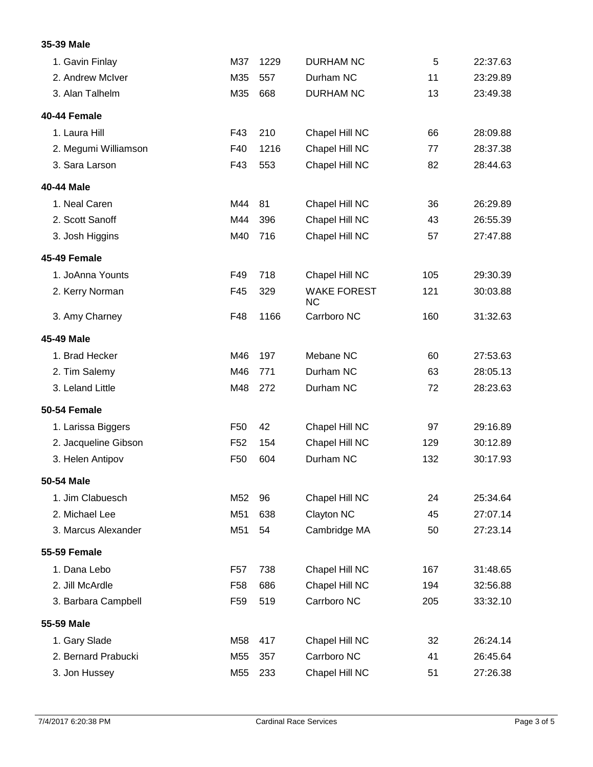**35-39 Male**

| | | | | | |
|---|---|---|---|---|---|
| 1. Gavin Finlay | M37 | 1229 | DURHAM NC | 5 | 22:37.63 |
| 2. Andrew McIver | M35 | 557 | Durham NC | 11 | 23:29.89 |
| 3. Alan Talhelm | M35 | 668 | DURHAM NC | 13 | 23:49.38 |

**40-44 Female**

| | | | | | |
|---|---|---|---|---|---|
| 1. Laura Hill | F43 | 210 | Chapel Hill NC | 66 | 28:09.88 |
| 2. Megumi Williamson | F40 | 1216 | Chapel Hill NC | 77 | 28:37.38 |
| 3. Sara Larson | F43 | 553 | Chapel Hill NC | 82 | 28:44.63 |

**40-44 Male**

| | | | | | |
|---|---|---|---|---|---|
| 1. Neal Caren | M44 | 81 | Chapel Hill NC | 36 | 26:29.89 |
| 2. Scott Sanoff | M44 | 396 | Chapel Hill NC | 43 | 26:55.39 |
| 3. Josh Higgins | M40 | 716 | Chapel Hill NC | 57 | 27:47.88 |

**45-49 Female**

| | | | | | |
|---|---|---|---|---|---|
| 1. JoAnna Younts | F49 | 718 | Chapel Hill NC | 105 | 29:30.39 |
| 2. Kerry Norman | F45 | 329 | WAKE FOREST NC | 121 | 30:03.88 |
| 3. Amy Charney | F48 | 1166 | Carrboro NC | 160 | 31:32.63 |

**45-49 Male**

| | | | | | |
|---|---|---|---|---|---|
| 1. Brad Hecker | M46 | 197 | Mebane NC | 60 | 27:53.63 |
| 2. Tim Salemy | M46 | 771 | Durham NC | 63 | 28:05.13 |
| 3. Leland Little | M48 | 272 | Durham NC | 72 | 28:23.63 |

**50-54 Female**

| | | | | | |
|---|---|---|---|---|---|
| 1. Larissa Biggers | F50 | 42 | Chapel Hill NC | 97 | 29:16.89 |
| 2. Jacqueline Gibson | F52 | 154 | Chapel Hill NC | 129 | 30:12.89 |
| 3. Helen Antipov | F50 | 604 | Durham NC | 132 | 30:17.93 |

**50-54 Male**

| | | | | | |
|---|---|---|---|---|---|
| 1. Jim Clabuesch | M52 | 96 | Chapel Hill NC | 24 | 25:34.64 |
| 2. Michael Lee | M51 | 638 | Clayton NC | 45 | 27:07.14 |
| 3. Marcus Alexander | M51 | 54 | Cambridge MA | 50 | 27:23.14 |

**55-59 Female**

| | | | | | |
|---|---|---|---|---|---|
| 1. Dana Lebo | F57 | 738 | Chapel Hill NC | 167 | 31:48.65 |
| 2. Jill McArdle | F58 | 686 | Chapel Hill NC | 194 | 32:56.88 |
| 3. Barbara Campbell | F59 | 519 | Carrboro NC | 205 | 33:32.10 |

**55-59 Male**

| | | | | | |
|---|---|---|---|---|---|
| 1. Gary Slade | M58 | 417 | Chapel Hill NC | 32 | 26:24.14 |
| 2. Bernard Prabucki | M55 | 357 | Carrboro NC | 41 | 26:45.64 |
| 3. Jon Hussey | M55 | 233 | Chapel Hill NC | 51 | 27:26.38 |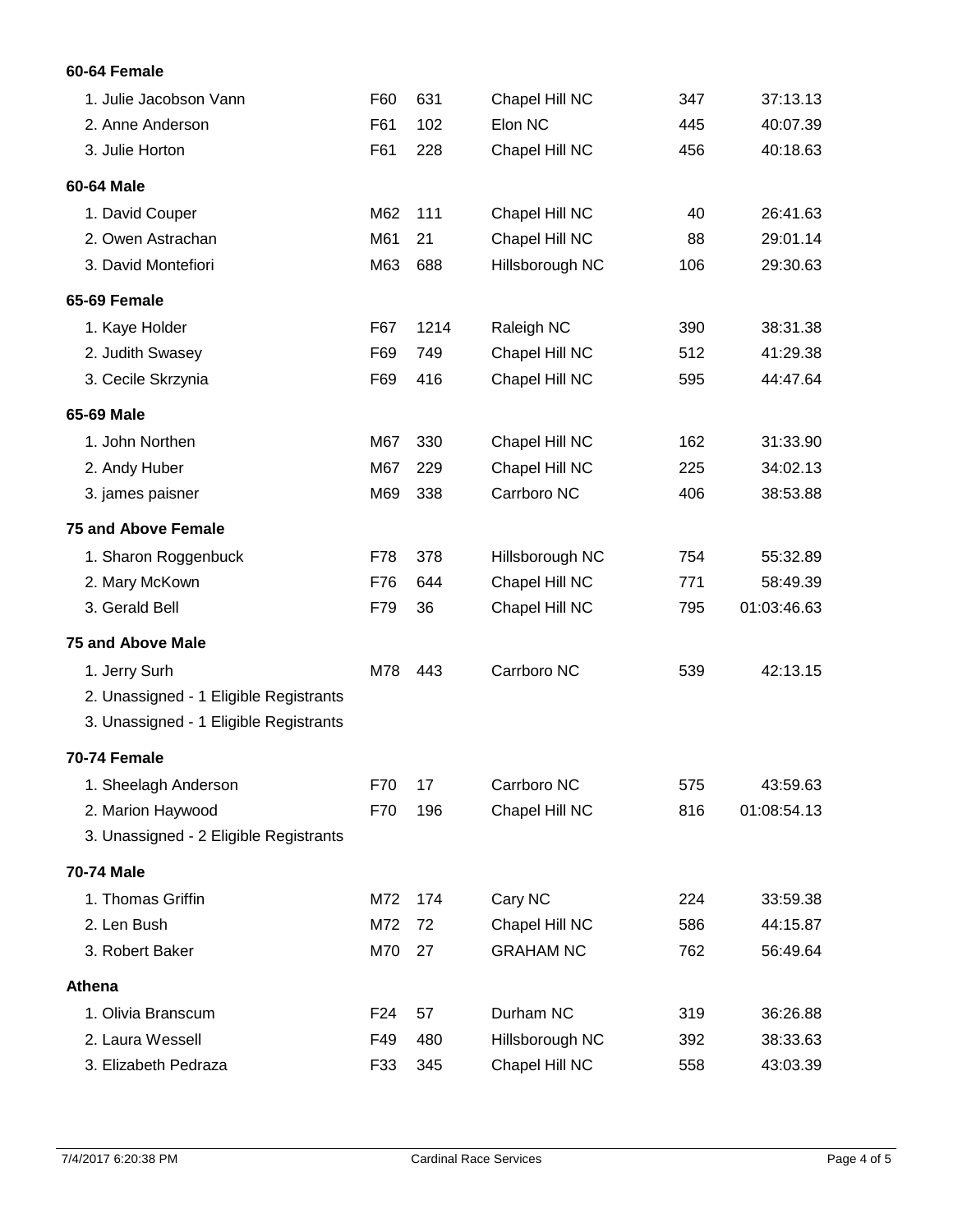**60-64 Female**

| | | | | | |
|---|---|---|---|---|---|
| 1. Julie Jacobson Vann | F60 | 631 | Chapel Hill NC | 347 | 37:13.13 |
| 2. Anne Anderson | F61 | 102 | Elon NC | 445 | 40:07.39 |
| 3. Julie Horton | F61 | 228 | Chapel Hill NC | 456 | 40:18.63 |

**60-64 Male**

| | | | | | |
|---|---|---|---|---|---|
| 1. David Couper | M62 | 111 | Chapel Hill NC | 40 | 26:41.63 |
| 2. Owen Astrachan | M61 | 21 | Chapel Hill NC | 88 | 29:01.14 |
| 3. David Montefiori | M63 | 688 | Hillsborough NC | 106 | 29:30.63 |

**65-69 Female**

| | | | | | |
|---|---|---|---|---|---|
| 1. Kaye Holder | F67 | 1214 | Raleigh NC | 390 | 38:31.38 |
| 2. Judith Swasey | F69 | 749 | Chapel Hill NC | 512 | 41:29.38 |
| 3. Cecile Skrzynia | F69 | 416 | Chapel Hill NC | 595 | 44:47.64 |

**65-69 Male**

| | | | | | |
|---|---|---|---|---|---|
| 1. John Northen | M67 | 330 | Chapel Hill NC | 162 | 31:33.90 |
| 2. Andy Huber | M67 | 229 | Chapel Hill NC | 225 | 34:02.13 |
| 3. james paisner | M69 | 338 | Carrboro NC | 406 | 38:53.88 |

**75 and Above Female**

| | | | | | |
|---|---|---|---|---|---|
| 1. Sharon Roggenbuck | F78 | 378 | Hillsborough NC | 754 | 55:32.89 |
| 2. Mary McKown | F76 | 644 | Chapel Hill NC | 771 | 58:49.39 |
| 3. Gerald Bell | F79 | 36 | Chapel Hill NC | 795 | 01:03:46.63 |

**75 and Above Male**

| | | | | | |
|---|---|---|---|---|---|
| 1. Jerry Surh | M78 | 443 | Carrboro NC | 539 | 42:13.15 |
| 2. Unassigned - 1 Eligible Registrants | | | | | |
| 3. Unassigned - 1 Eligible Registrants | | | | | |

**70-74 Female**

| | | | | | |
|---|---|---|---|---|---|
| 1. Sheelagh Anderson | F70 | 17 | Carrboro NC | 575 | 43:59.63 |
| 2. Marion Haywood | F70 | 196 | Chapel Hill NC | 816 | 01:08:54.13 |
| 3. Unassigned - 2 Eligible Registrants | | | | | |

**70-74 Male**

| | | | | | |
|---|---|---|---|---|---|
| 1. Thomas Griffin | M72 | 174 | Cary NC | 224 | 33:59.38 |
| 2. Len Bush | M72 | 72 | Chapel Hill NC | 586 | 44:15.87 |
| 3. Robert Baker | M70 | 27 | GRAHAM NC | 762 | 56:49.64 |

**Athena**

| | | | | | |
|---|---|---|---|---|---|
| 1. Olivia Branscum | F24 | 57 | Durham NC | 319 | 36:26.88 |
| 2. Laura Wessell | F49 | 480 | Hillsborough NC | 392 | 38:33.63 |
| 3. Elizabeth Pedraza | F33 | 345 | Chapel Hill NC | 558 | 43:03.39 |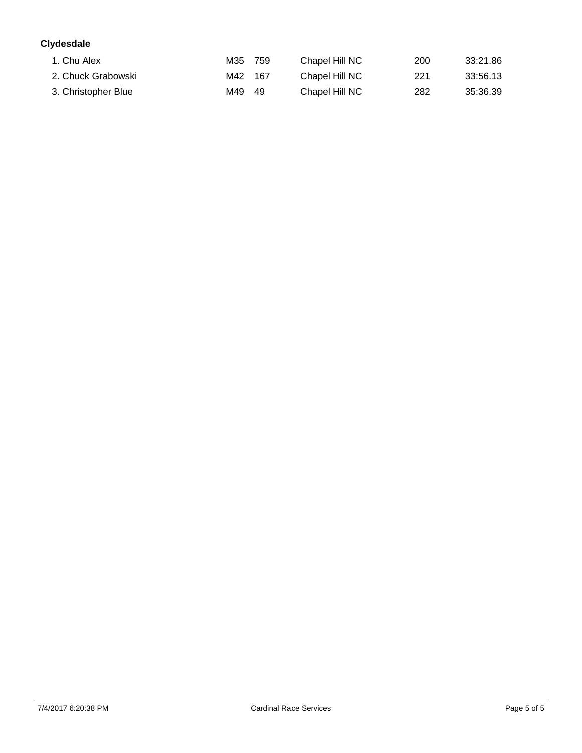**Clydesdale**

| | | | | | |
|---|---|---|---|---|---|
| 1. Chu Alex | M35 | 759 | Chapel Hill NC | 200 | 33:21.86 |
| 2. Chuck Grabowski | M42 | 167 | Chapel Hill NC | 221 | 33:56.13 |
| 3. Christopher Blue | M49 | 49 | Chapel Hill NC | 282 | 35:36.39 |